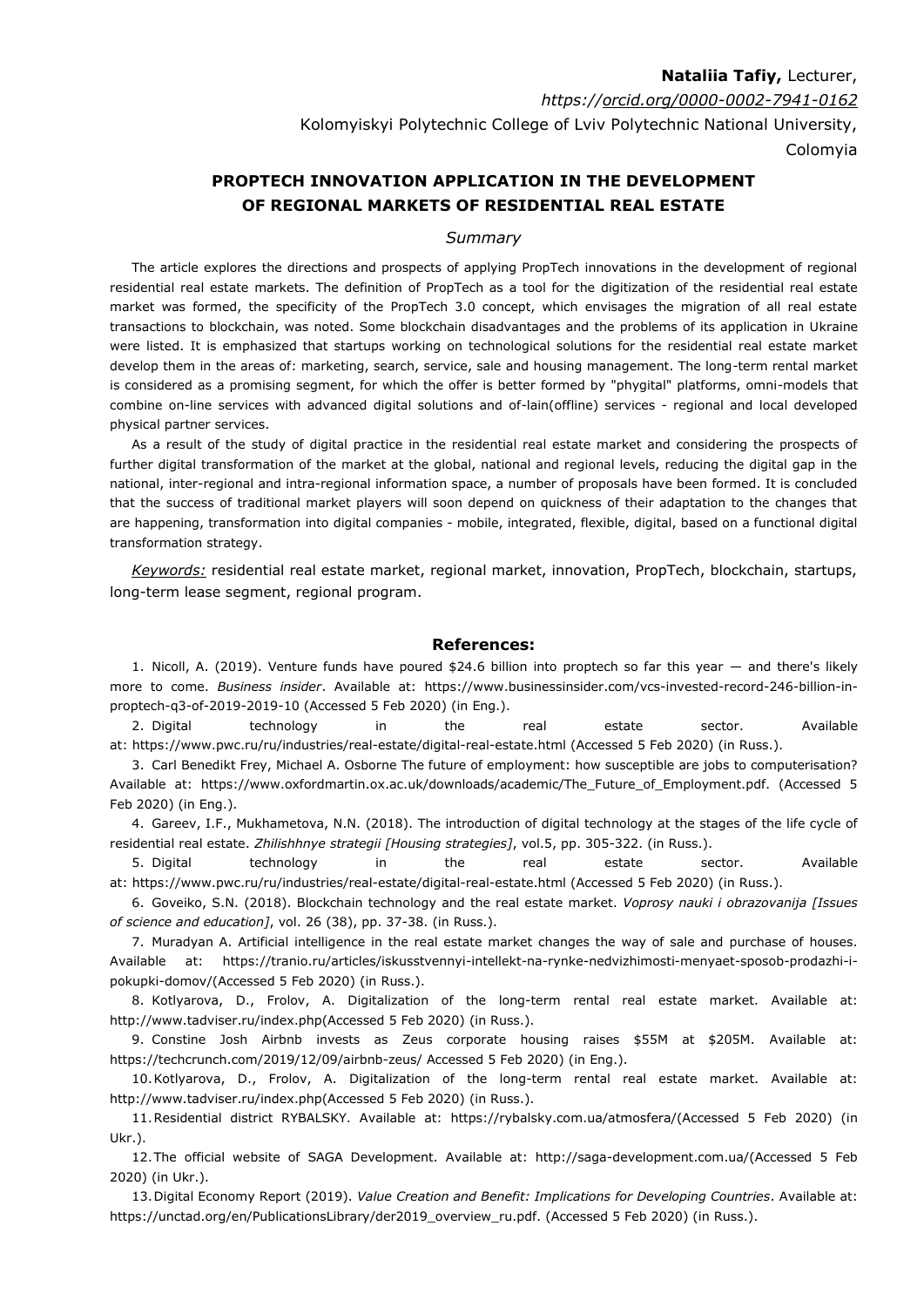**Nataliia Tafiy,** Lecturer,

*https://orcid.org/0000-0002-7941-0162*

Kolomyiskyi Polytechnic College of Lviv Polytechnic National University, Colomyia

## PROPTECH INNOVATION APPLICATION IN THE DEVELOPMENT OF REGIONAL MARKETS OF RESIDENTIAL REAL ESTATE

### *Summary*

The article explores the directions and prospects of applying PropTech innovations in the development of regional residential real estate markets. The definition of PropTech as a tool for the digitization of the residential real estate market was formed, the specificity of the PropTech 3.0 concept, which envisages the migration of all real estate transactions to blockchain, was noted. Some blockchain disadvantages and the problems of its application in Ukraine were listed. It is emphasized that startups working on technological solutions for the residential real estate market develop them in the areas of: marketing, search, service, sale and housing management. The long-term rental market is considered as a promising segment, for which the offer is better formed by "phygital" platforms, omni-models that combine on-line services with advanced digital solutions and of-lain(offline) services - regional and local developed physical partner services.

As a result of the study of digital practice in the residential real estate market and considering the prospects of further digital transformation of the market at the global, national and regional levels, reducing the digital gap in the national, inter-regional and intra-regional information space, a number of proposals have been formed. It is concluded that the success of traditional market players will soon depend on quickness of their adaptation to the changes that are happening, transformation into digital companies - mobile, integrated, flexible, digital, based on a functional digital transformation strategy.

*Keywords:* residential real estate market, regional market, innovation, PropTech, blockchain, startups, long-term lease segment, regional program.

### References:

1. Nicoll, A. (2019). Venture funds have poured $24.6 billion into proptech so far this year — and there's likely more to come. *Business insider*. Available at: https://www.businessinsider.com/vcs-invested-record-246-billion-in-proptech-q3-of-2019-2019-10 (Accessed 5 Feb 2020) (in Eng.).
2. Digital technology in the real estate sector. Available at: https://www.pwc.ru/ru/industries/real-estate/digital-real-estate.html (Accessed 5 Feb 2020) (in Russ.).
3. Carl Benedikt Frey, Michael A. Osborne The future of employment: how susceptible are jobs to computerisation? Available at: https://www.oxfordmartin.ox.ac.uk/downloads/academic/The_Future_of_Employment.pdf. (Accessed 5 Feb 2020) (in Eng.).
4. Gareev, I.F., Mukhametova, N.N. (2018). The introduction of digital technology at the stages of the life cycle of residential real estate. *Zhilishhnye strategii [Housing strategies]*, vol.5, pp. 305-322. (in Russ.).
5. Digital technology in the real estate sector. Available at: https://www.pwc.ru/ru/industries/real-estate/digital-real-estate.html (Accessed 5 Feb 2020) (in Russ.).
6. Goveiko, S.N. (2018). Blockchain technology and the real estate market. *Voprosy nauki i obrazovanija [Issues of science and education]*, vol. 26 (38), pp. 37-38. (in Russ.).
7. Muradyan A. Artificial intelligence in the real estate market changes the way of sale and purchase of houses. Available at: https://tranio.ru/articles/iskusstvennyi-intellekt-na-rynke-nedvizhimosti-menyaet-sposob-prodazhi-i-pokupki-domov/(Accessed 5 Feb 2020) (in Russ.).
8. Kotlyarova, D., Frolov, A. Digitalization of the long-term rental real estate market. Available at: http://www.tadviser.ru/index.php(Accessed 5 Feb 2020) (in Russ.).
9. Constine Josh Airbnb invests as Zeus corporate housing raises $55M at $205M. Available at: https://techcrunch.com/2019/12/09/airbnb-zeus/ Accessed 5 Feb 2020) (in Eng.).
10. Kotlyarova, D., Frolov, A. Digitalization of the long-term rental real estate market. Available at: http://www.tadviser.ru/index.php(Accessed 5 Feb 2020) (in Russ.).
11. Residential district RYBALSKY. Available at: https://rybalsky.com.ua/atmosfera/(Accessed 5 Feb 2020) (in Ukr.).
12. The official website of SAGA Development. Available at: http://saga-development.com.ua/(Accessed 5 Feb 2020) (in Ukr.).
13. Digital Economy Report (2019). *Value Creation and Benefit: Implications for Developing Countries*. Available at: https://unctad.org/en/PublicationsLibrary/der2019_overview_ru.pdf. (Accessed 5 Feb 2020) (in Russ.).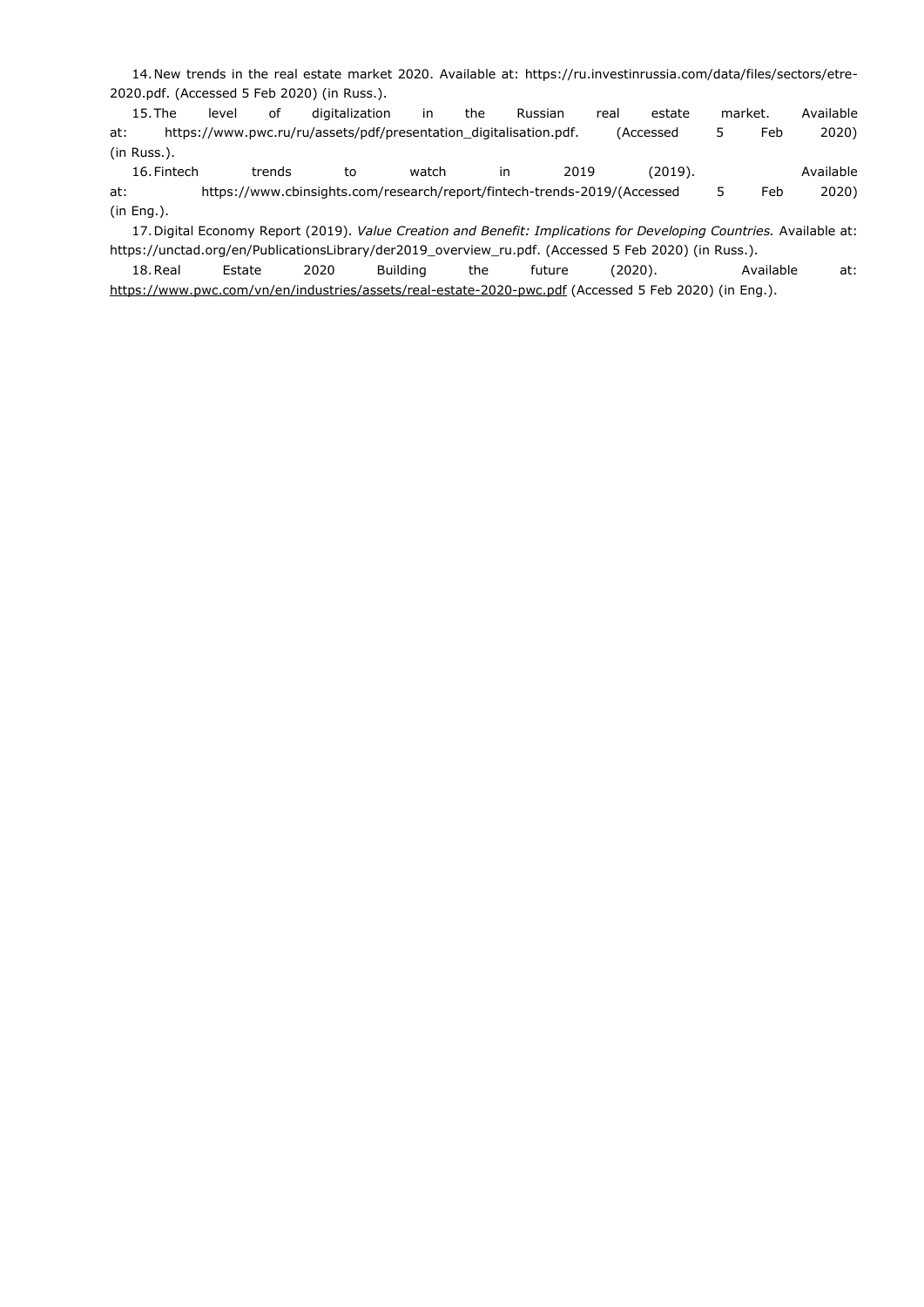14. New trends in the real estate market 2020. Available at: https://ru.investinrussia.com/data/files/sectors/etre-2020.pdf. (Accessed 5 Feb 2020) (in Russ.).

15. The level of digitalization in the Russian real estate market. Available at: https://www.pwc.ru/ru/assets/pdf/presentation_digitalisation.pdf. (Accessed 5 Feb 2020) (in Russ.).

16. Fintech trends to watch in 2019 (2019). Available at: https://www.cbinsights.com/research/report/fintech-trends-2019/(Accessed 5 Feb 2020) (in Eng.).

17. Digital Economy Report (2019). *Value Creation and Benefit: Implications for Developing Countries.* Available at: https://unctad.org/en/PublicationsLibrary/der2019_overview_ru.pdf. (Accessed 5 Feb 2020) (in Russ.).

18. Real Estate 2020 Building the future (2020). Available at: https://www.pwc.com/vn/en/industries/assets/real-estate-2020-pwc.pdf (Accessed 5 Feb 2020) (in Eng.).